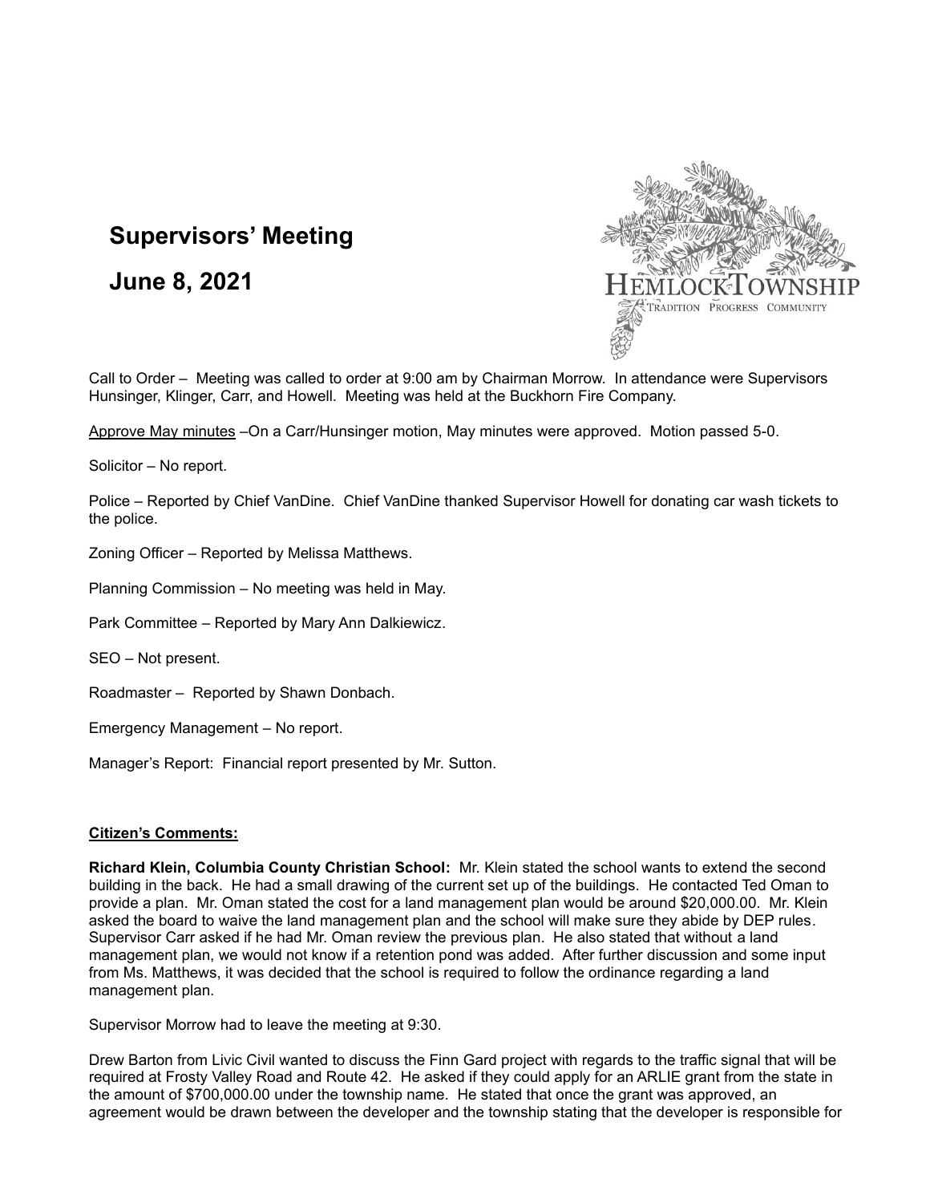# Supervisors' Meeting

## June 8, 2021

HEMLOCK TOWNSHIP
TRADITION PROGRESS COMMUNITY

Call to Order – Meeting was called to order at 9:00 am by Chairman Morrow. In attendance were Supervisors Hunsinger, Klinger, Carr, and Howell. Meeting was held at the Buckhorn Fire Company.

Approve May minutes –On a Carr/Hunsinger motion, May minutes were approved. Motion passed 5-0.

Solicitor – No report.

Police – Reported by Chief VanDine. Chief VanDine thanked Supervisor Howell for donating car wash tickets to the police.

Zoning Officer – Reported by Melissa Matthews.

Planning Commission – No meeting was held in May.

Park Committee – Reported by Mary Ann Dalkiewicz.

SEO – Not present.

Roadmaster – Reported by Shawn Donbach.

Emergency Management – No report.

Manager's Report: Financial report presented by Mr. Sutton.

**Citizen's Comments:**

**Richard Klein, Columbia County Christian School:** Mr. Klein stated the school wants to extend the second building in the back. He had a small drawing of the current set up of the buildings. He contacted Ted Oman to provide a plan. Mr. Oman stated the cost for a land management plan would be around $20,000.00. Mr. Klein asked the board to waive the land management plan and the school will make sure they abide by DEP rules. Supervisor Carr asked if he had Mr. Oman review the previous plan. He also stated that without a land management plan, we would not know if a retention pond was added. After further discussion and some input from Ms. Matthews, it was decided that the school is required to follow the ordinance regarding a land management plan.

Supervisor Morrow had to leave the meeting at 9:30.

Drew Barton from Livic Civil wanted to discuss the Finn Gard project with regards to the traffic signal that will be required at Frosty Valley Road and Route 42. He asked if they could apply for an ARLIE grant from the state in the amount of $700,000.00 under the township name. He stated that once the grant was approved, an agreement would be drawn between the developer and the township stating that the developer is responsible for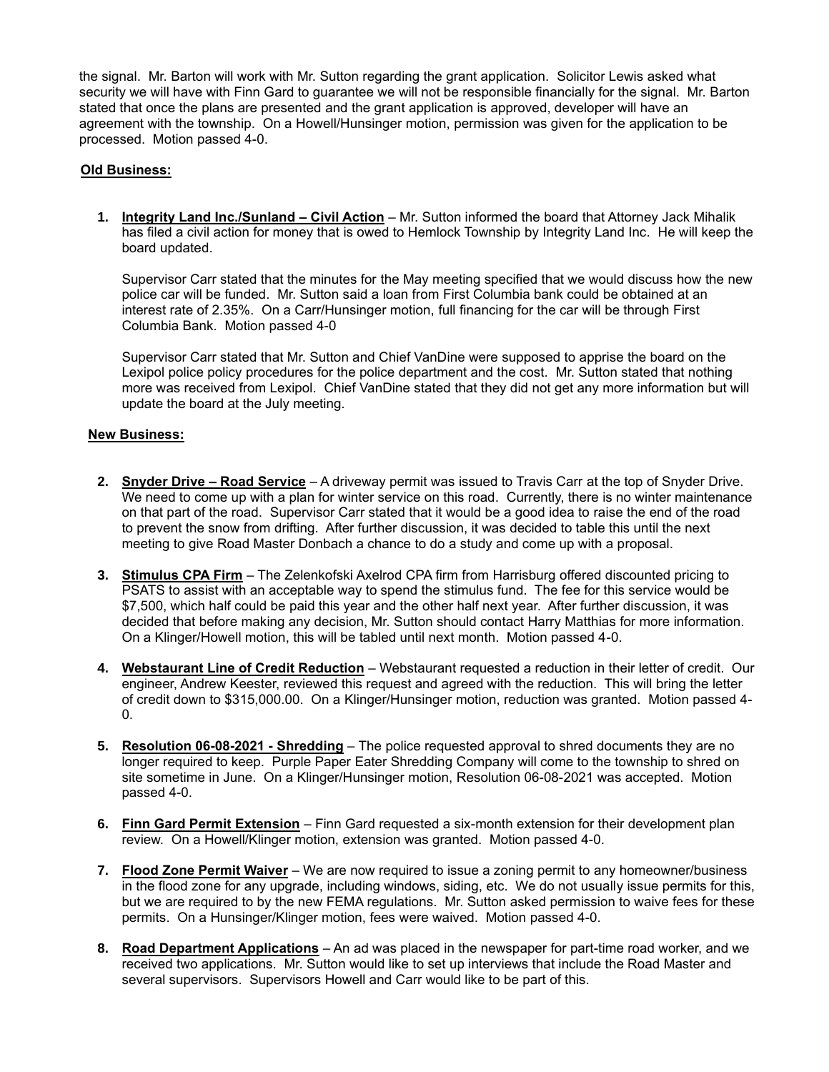the signal. Mr. Barton will work with Mr. Sutton regarding the grant application. Solicitor Lewis asked what security we will have with Finn Gard to guarantee we will not be responsible financially for the signal. Mr. Barton stated that once the plans are presented and the grant application is approved, developer will have an agreement with the township. On a Howell/Hunsinger motion, permission was given for the application to be processed. Motion passed 4-0.

**Old Business:**

1. **Integrity Land Inc./Sunland – Civil Action** – Mr. Sutton informed the board that Attorney Jack Mihalik has filed a civil action for money that is owed to Hemlock Township by Integrity Land Inc. He will keep the board updated.

   Supervisor Carr stated that the minutes for the May meeting specified that we would discuss how the new police car will be funded. Mr. Sutton said a loan from First Columbia bank could be obtained at an interest rate of 2.35%. On a Carr/Hunsinger motion, full financing for the car will be through First Columbia Bank. Motion passed 4-0

   Supervisor Carr stated that Mr. Sutton and Chief VanDine were supposed to apprise the board on the Lexipol police policy procedures for the police department and the cost. Mr. Sutton stated that nothing more was received from Lexipol. Chief VanDine stated that they did not get any more information but will update the board at the July meeting.

**New Business:**

2. **Snyder Drive – Road Service** – A driveway permit was issued to Travis Carr at the top of Snyder Drive. We need to come up with a plan for winter service on this road. Currently, there is no winter maintenance on that part of the road. Supervisor Carr stated that it would be a good idea to raise the end of the road to prevent the snow from drifting. After further discussion, it was decided to table this until the next meeting to give Road Master Donbach a chance to do a study and come up with a proposal.

3. **Stimulus CPA Firm** – The Zelenkofski Axelrod CPA firm from Harrisburg offered discounted pricing to PSATS to assist with an acceptable way to spend the stimulus fund. The fee for this service would be $7,500, which half could be paid this year and the other half next year. After further discussion, it was decided that before making any decision, Mr. Sutton should contact Harry Matthias for more information. On a Klinger/Howell motion, this will be tabled until next month. Motion passed 4-0.

4. **Webstaurant Line of Credit Reduction** – Webstaurant requested a reduction in their letter of credit. Our engineer, Andrew Keester, reviewed this request and agreed with the reduction. This will bring the letter of credit down to $315,000.00. On a Klinger/Hunsinger motion, reduction was granted. Motion passed 4-0.

5. **Resolution 06-08-2021 - Shredding** – The police requested approval to shred documents they are no longer required to keep. Purple Paper Eater Shredding Company will come to the township to shred on site sometime in June. On a Klinger/Hunsinger motion, Resolution 06-08-2021 was accepted. Motion passed 4-0.

6. **Finn Gard Permit Extension** – Finn Gard requested a six-month extension for their development plan review. On a Howell/Klinger motion, extension was granted. Motion passed 4-0.

7. **Flood Zone Permit Waiver** – We are now required to issue a zoning permit to any homeowner/business in the flood zone for any upgrade, including windows, siding, etc. We do not usually issue permits for this, but we are required to by the new FEMA regulations. Mr. Sutton asked permission to waive fees for these permits. On a Hunsinger/Klinger motion, fees were waived. Motion passed 4-0.

8. **Road Department Applications** – An ad was placed in the newspaper for part-time road worker, and we received two applications. Mr. Sutton would like to set up interviews that include the Road Master and several supervisors. Supervisors Howell and Carr would like to be part of this.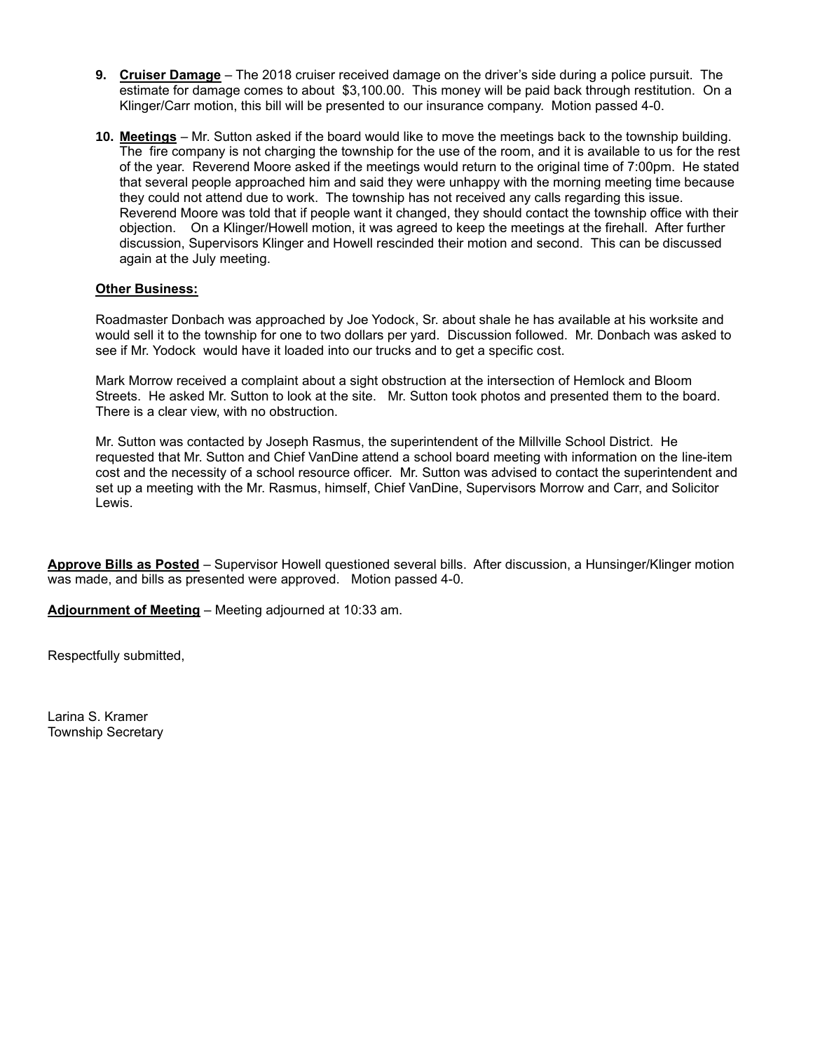9. **Cruiser Damage** – The 2018 cruiser received damage on the driver's side during a police pursuit. The estimate for damage comes to about $3,100.00. This money will be paid back through restitution. On a Klinger/Carr motion, this bill will be presented to our insurance company. Motion passed 4-0.

10. **Meetings** – Mr. Sutton asked if the board would like to move the meetings back to the township building. The fire company is not charging the township for the use of the room, and it is available to us for the rest of the year. Reverend Moore asked if the meetings would return to the original time of 7:00pm. He stated that several people approached him and said they were unhappy with the morning meeting time because they could not attend due to work. The township has not received any calls regarding this issue. Reverend Moore was told that if people want it changed, they should contact the township office with their objection. On a Klinger/Howell motion, it was agreed to keep the meetings at the firehall. After further discussion, Supervisors Klinger and Howell rescinded their motion and second. This can be discussed again at the July meeting.

**Other Business:**

Roadmaster Donbach was approached by Joe Yodock, Sr. about shale he has available at his worksite and would sell it to the township for one to two dollars per yard. Discussion followed. Mr. Donbach was asked to see if Mr. Yodock would have it loaded into our trucks and to get a specific cost.

Mark Morrow received a complaint about a sight obstruction at the intersection of Hemlock and Bloom Streets. He asked Mr. Sutton to look at the site. Mr. Sutton took photos and presented them to the board. There is a clear view, with no obstruction.

Mr. Sutton was contacted by Joseph Rasmus, the superintendent of the Millville School District. He requested that Mr. Sutton and Chief VanDine attend a school board meeting with information on the line-item cost and the necessity of a school resource officer. Mr. Sutton was advised to contact the superintendent and set up a meeting with the Mr. Rasmus, himself, Chief VanDine, Supervisors Morrow and Carr, and Solicitor Lewis.

**Approve Bills as Posted** – Supervisor Howell questioned several bills. After discussion, a Hunsinger/Klinger motion was made, and bills as presented were approved. Motion passed 4-0.

**Adjournment of Meeting** – Meeting adjourned at 10:33 am.

Respectfully submitted,

Larina S. Kramer
Township Secretary